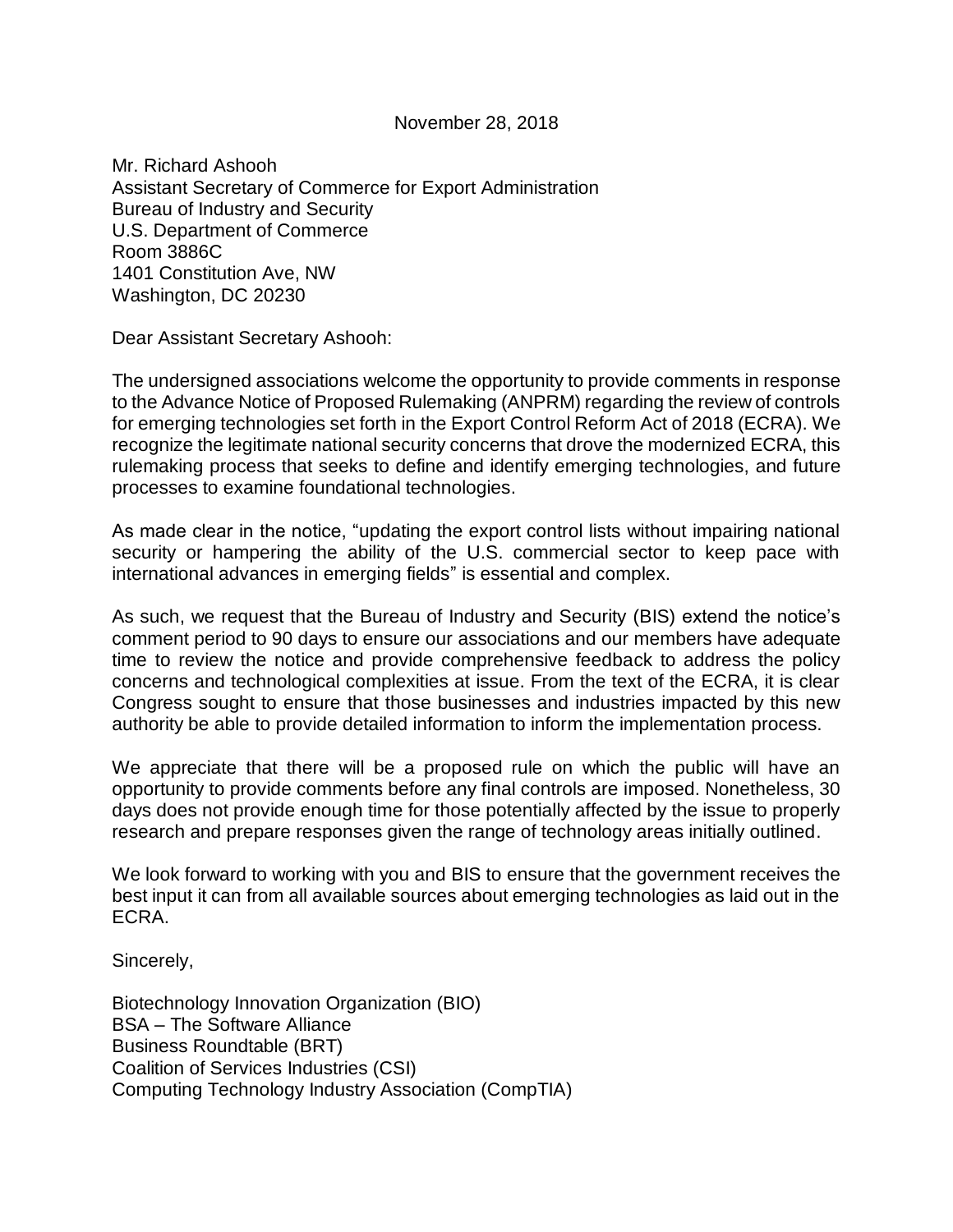November 28, 2018

Mr. Richard Ashooh
Assistant Secretary of Commerce for Export Administration
Bureau of Industry and Security
U.S. Department of Commerce
Room 3886C
1401 Constitution Ave, NW
Washington, DC 20230

Dear Assistant Secretary Ashooh:

The undersigned associations welcome the opportunity to provide comments in response to the Advance Notice of Proposed Rulemaking (ANPRM) regarding the review of controls for emerging technologies set forth in the Export Control Reform Act of 2018 (ECRA). We recognize the legitimate national security concerns that drove the modernized ECRA, this rulemaking process that seeks to define and identify emerging technologies, and future processes to examine foundational technologies.

As made clear in the notice, "updating the export control lists without impairing national security or hampering the ability of the U.S. commercial sector to keep pace with international advances in emerging fields" is essential and complex.

As such, we request that the Bureau of Industry and Security (BIS) extend the notice's comment period to 90 days to ensure our associations and our members have adequate time to review the notice and provide comprehensive feedback to address the policy concerns and technological complexities at issue. From the text of the ECRA, it is clear Congress sought to ensure that those businesses and industries impacted by this new authority be able to provide detailed information to inform the implementation process.

We appreciate that there will be a proposed rule on which the public will have an opportunity to provide comments before any final controls are imposed. Nonetheless, 30 days does not provide enough time for those potentially affected by the issue to properly research and prepare responses given the range of technology areas initially outlined.

We look forward to working with you and BIS to ensure that the government receives the best input it can from all available sources about emerging technologies as laid out in the ECRA.

Sincerely,

Biotechnology Innovation Organization (BIO)
BSA – The Software Alliance
Business Roundtable (BRT)
Coalition of Services Industries (CSI)
Computing Technology Industry Association (CompTIA)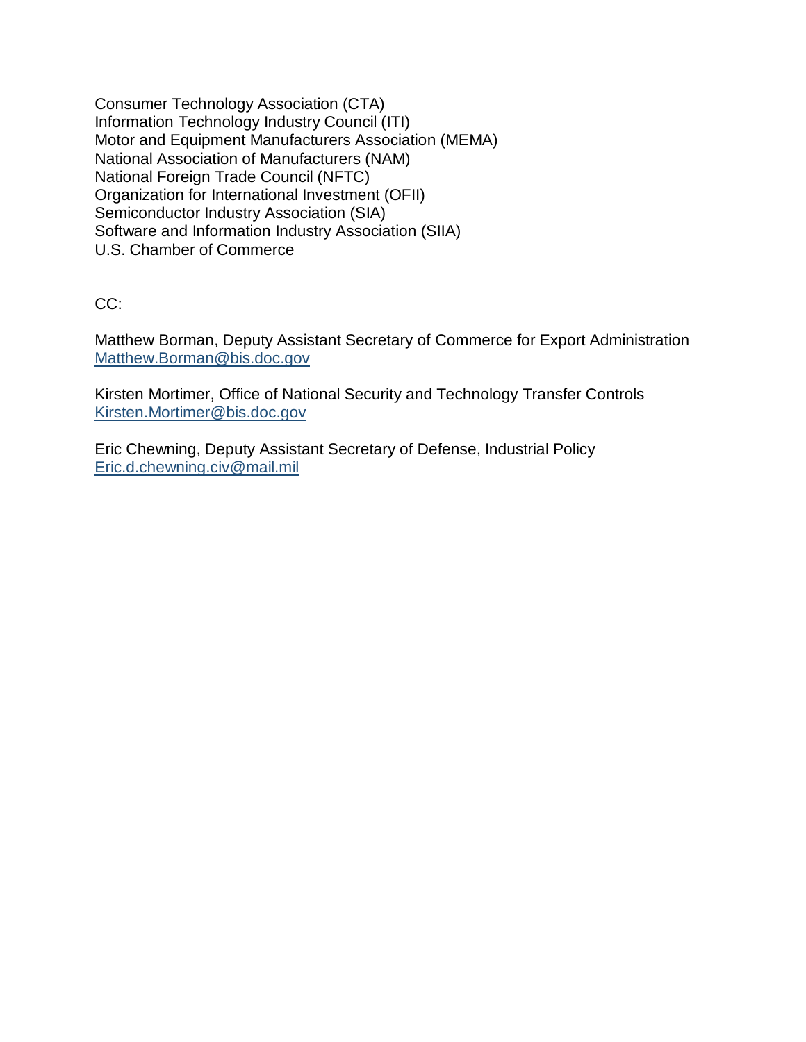Consumer Technology Association (CTA)
Information Technology Industry Council (ITI)
Motor and Equipment Manufacturers Association (MEMA)
National Association of Manufacturers (NAM)
National Foreign Trade Council (NFTC)
Organization for International Investment (OFII)
Semiconductor Industry Association (SIA)
Software and Information Industry Association (SIIA)
U.S. Chamber of Commerce

CC:

Matthew Borman, Deputy Assistant Secretary of Commerce for Export Administration
Matthew.Borman@bis.doc.gov

Kirsten Mortimer, Office of National Security and Technology Transfer Controls
Kirsten.Mortimer@bis.doc.gov

Eric Chewning, Deputy Assistant Secretary of Defense, Industrial Policy
Eric.d.chewning.civ@mail.mil